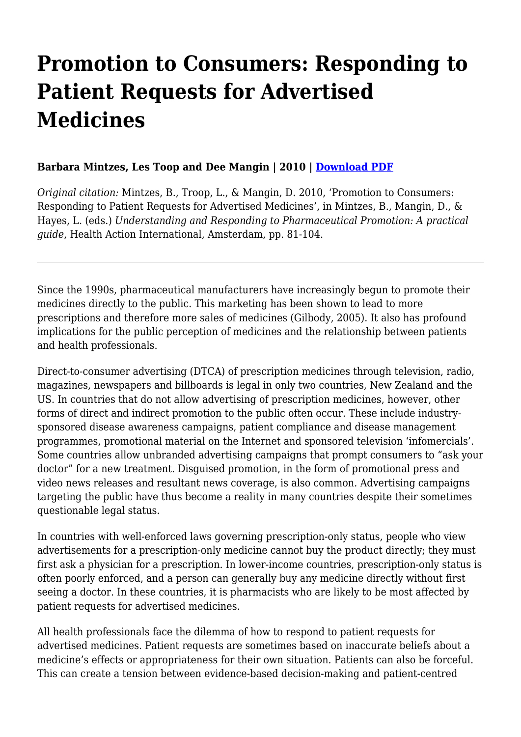# Promotion to Consumers: Responding to Patient Requests for Advertised Medicines

**Barbara Mintzes, Les Toop and Dee Mangin | 2010 | [Download PDF]()**

*Original citation:* Mintzes, B., Troop, L., & Mangin, D. 2010, 'Promotion to Consumers: Responding to Patient Requests for Advertised Medicines', in Mintzes, B., Mangin, D., & Hayes, L. (eds.) *Understanding and Responding to Pharmaceutical Promotion: A practical guide*, Health Action International, Amsterdam, pp. 81-104.

---

Since the 1990s, pharmaceutical manufacturers have increasingly begun to promote their medicines directly to the public. This marketing has been shown to lead to more prescriptions and therefore more sales of medicines (Gilbody, 2005). It also has profound implications for the public perception of medicines and the relationship between patients and health professionals.

Direct-to-consumer advertising (DTCA) of prescription medicines through television, radio, magazines, newspapers and billboards is legal in only two countries, New Zealand and the US. In countries that do not allow advertising of prescription medicines, however, other forms of direct and indirect promotion to the public often occur. These include industry-sponsored disease awareness campaigns, patient compliance and disease management programmes, promotional material on the Internet and sponsored television 'infomercials'. Some countries allow unbranded advertising campaigns that prompt consumers to "ask your doctor" for a new treatment. Disguised promotion, in the form of promotional press and video news releases and resultant news coverage, is also common. Advertising campaigns targeting the public have thus become a reality in many countries despite their sometimes questionable legal status.

In countries with well-enforced laws governing prescription-only status, people who view advertisements for a prescription-only medicine cannot buy the product directly; they must first ask a physician for a prescription. In lower-income countries, prescription-only status is often poorly enforced, and a person can generally buy any medicine directly without first seeing a doctor. In these countries, it is pharmacists who are likely to be most affected by patient requests for advertised medicines.

All health professionals face the dilemma of how to respond to patient requests for advertised medicines. Patient requests are sometimes based on inaccurate beliefs about a medicine's effects or appropriateness for their own situation. Patients can also be forceful. This can create a tension between evidence-based decision-making and patient-centred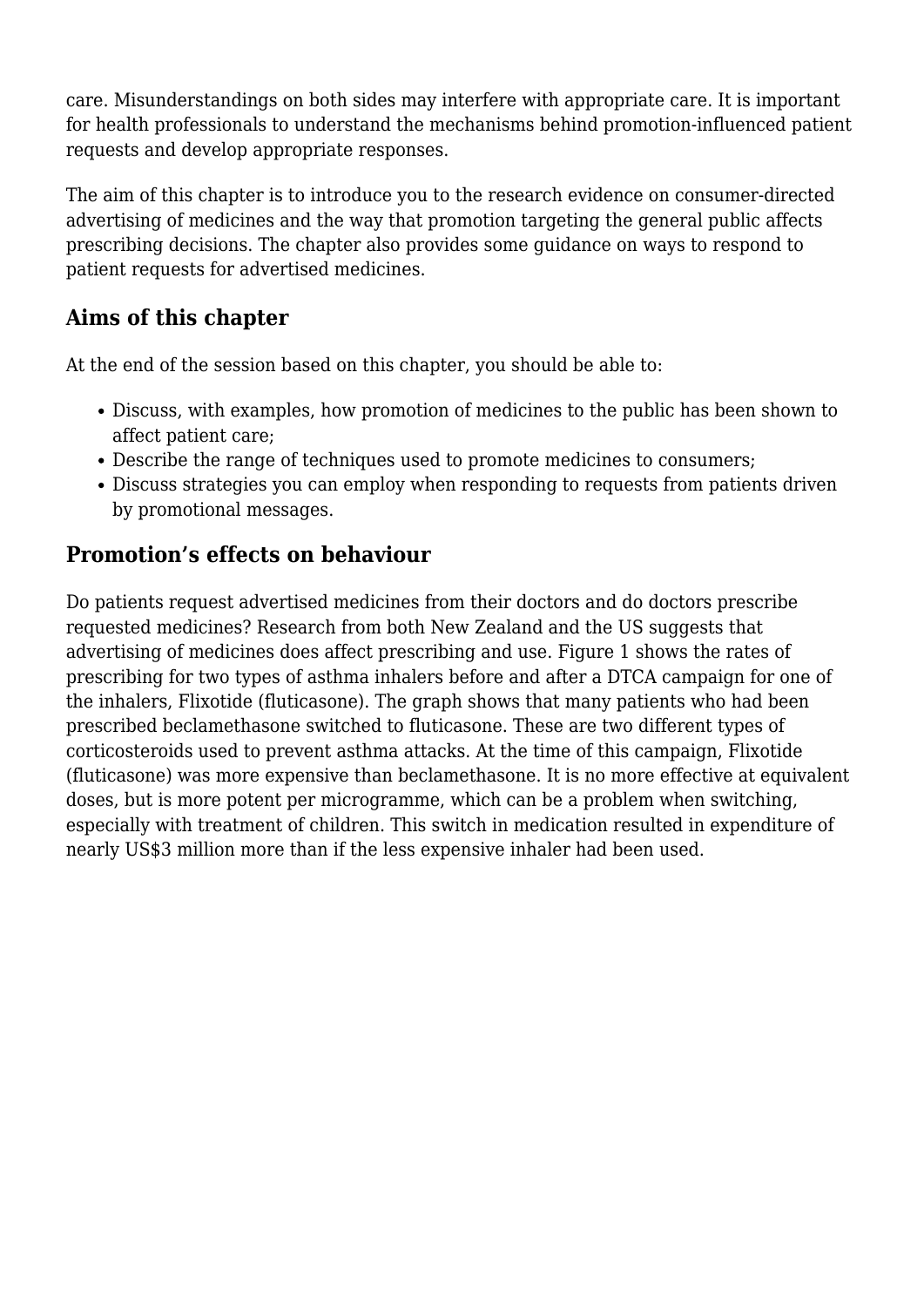care. Misunderstandings on both sides may interfere with appropriate care. It is important for health professionals to understand the mechanisms behind promotion-influenced patient requests and develop appropriate responses.

The aim of this chapter is to introduce you to the research evidence on consumer-directed advertising of medicines and the way that promotion targeting the general public affects prescribing decisions. The chapter also provides some guidance on ways to respond to patient requests for advertised medicines.

## Aims of this chapter

At the end of the session based on this chapter, you should be able to:

- Discuss, with examples, how promotion of medicines to the public has been shown to affect patient care;
- Describe the range of techniques used to promote medicines to consumers;
- Discuss strategies you can employ when responding to requests from patients driven by promotional messages.

## Promotion's effects on behaviour

Do patients request advertised medicines from their doctors and do doctors prescribe requested medicines? Research from both New Zealand and the US suggests that advertising of medicines does affect prescribing and use. Figure 1 shows the rates of prescribing for two types of asthma inhalers before and after a DTCA campaign for one of the inhalers, Flixotide (fluticasone). The graph shows that many patients who had been prescribed beclamethasone switched to fluticasone. These are two different types of corticosteroids used to prevent asthma attacks. At the time of this campaign, Flixotide (fluticasone) was more expensive than beclamethasone. It is no more effective at equivalent doses, but is more potent per microgramme, which can be a problem when switching, especially with treatment of children. This switch in medication resulted in expenditure of nearly US$3 million more than if the less expensive inhaler had been used.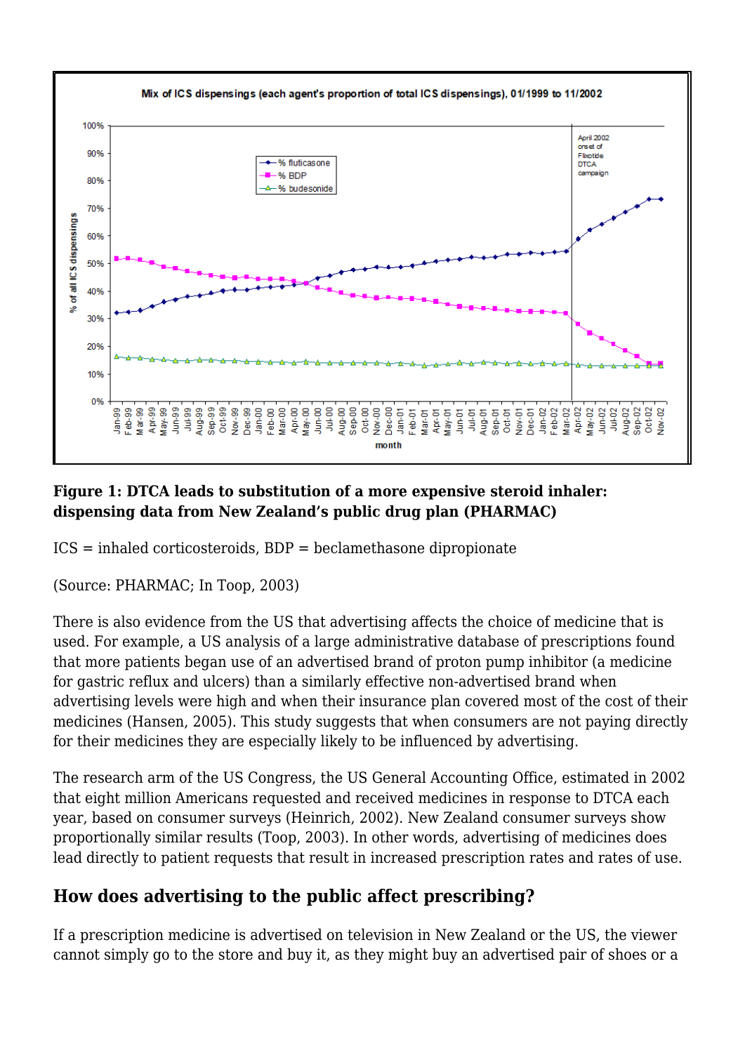**Figure 1: DTCA leads to substitution of a more expensive steroid inhaler: dispensing data from New Zealand's public drug plan (PHARMAC)**

ICS = inhaled corticosteroids, BDP = beclamethasone dipropionate

(Source: PHARMAC; In Toop, 2003)

There is also evidence from the US that advertising affects the choice of medicine that is used. For example, a US analysis of a large administrative database of prescriptions found that more patients began use of an advertised brand of proton pump inhibitor (a medicine for gastric reflux and ulcers) than a similarly effective non-advertised brand when advertising levels were high and when their insurance plan covered most of the cost of their medicines (Hansen, 2005). This study suggests that when consumers are not paying directly for their medicines they are especially likely to be influenced by advertising.

The research arm of the US Congress, the US General Accounting Office, estimated in 2002 that eight million Americans requested and received medicines in response to DTCA each year, based on consumer surveys (Heinrich, 2002). New Zealand consumer surveys show proportionally similar results (Toop, 2003). In other words, advertising of medicines does lead directly to patient requests that result in increased prescription rates and rates of use.

## How does advertising to the public affect prescribing?

If a prescription medicine is advertised on television in New Zealand or the US, the viewer cannot simply go to the store and buy it, as they might buy an advertised pair of shoes or a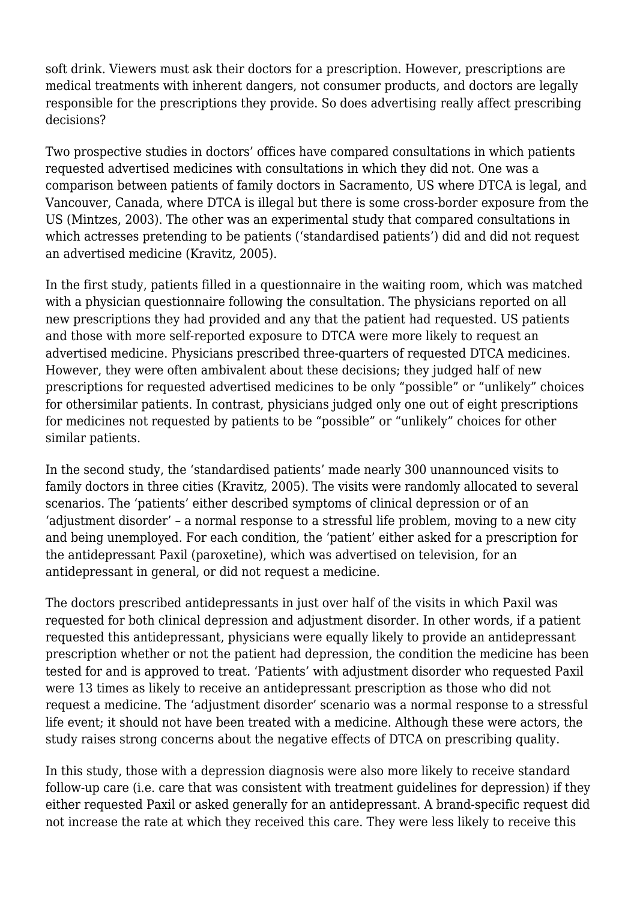soft drink. Viewers must ask their doctors for a prescription. However, prescriptions are medical treatments with inherent dangers, not consumer products, and doctors are legally responsible for the prescriptions they provide. So does advertising really affect prescribing decisions?

Two prospective studies in doctors' offices have compared consultations in which patients requested advertised medicines with consultations in which they did not. One was a comparison between patients of family doctors in Sacramento, US where DTCA is legal, and Vancouver, Canada, where DTCA is illegal but there is some cross-border exposure from the US (Mintzes, 2003). The other was an experimental study that compared consultations in which actresses pretending to be patients ('standardised patients') did and did not request an advertised medicine (Kravitz, 2005).

In the first study, patients filled in a questionnaire in the waiting room, which was matched with a physician questionnaire following the consultation. The physicians reported on all new prescriptions they had provided and any that the patient had requested. US patients and those with more self-reported exposure to DTCA were more likely to request an advertised medicine. Physicians prescribed three-quarters of requested DTCA medicines. However, they were often ambivalent about these decisions; they judged half of new prescriptions for requested advertised medicines to be only "possible" or "unlikely" choices for othersimilar patients. In contrast, physicians judged only one out of eight prescriptions for medicines not requested by patients to be "possible" or "unlikely" choices for other similar patients.

In the second study, the 'standardised patients' made nearly 300 unannounced visits to family doctors in three cities (Kravitz, 2005). The visits were randomly allocated to several scenarios. The 'patients' either described symptoms of clinical depression or of an 'adjustment disorder' – a normal response to a stressful life problem, moving to a new city and being unemployed. For each condition, the 'patient' either asked for a prescription for the antidepressant Paxil (paroxetine), which was advertised on television, for an antidepressant in general, or did not request a medicine.

The doctors prescribed antidepressants in just over half of the visits in which Paxil was requested for both clinical depression and adjustment disorder. In other words, if a patient requested this antidepressant, physicians were equally likely to provide an antidepressant prescription whether or not the patient had depression, the condition the medicine has been tested for and is approved to treat. 'Patients' with adjustment disorder who requested Paxil were 13 times as likely to receive an antidepressant prescription as those who did not request a medicine. The 'adjustment disorder' scenario was a normal response to a stressful life event; it should not have been treated with a medicine. Although these were actors, the study raises strong concerns about the negative effects of DTCA on prescribing quality.

In this study, those with a depression diagnosis were also more likely to receive standard follow-up care (i.e. care that was consistent with treatment guidelines for depression) if they either requested Paxil or asked generally for an antidepressant. A brand-specific request did not increase the rate at which they received this care. They were less likely to receive this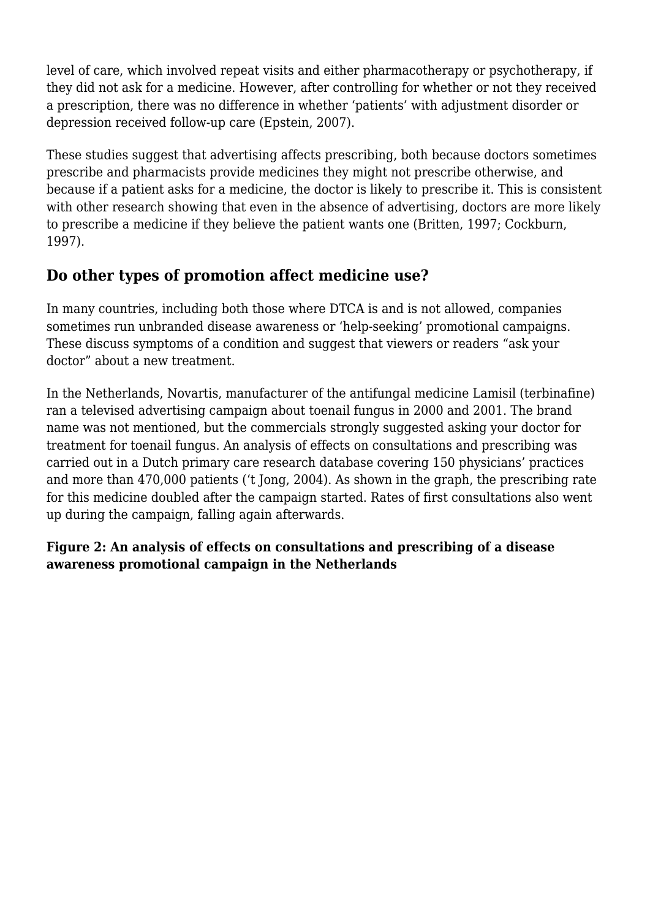level of care, which involved repeat visits and either pharmacotherapy or psychotherapy, if they did not ask for a medicine. However, after controlling for whether or not they received a prescription, there was no difference in whether 'patients' with adjustment disorder or depression received follow-up care (Epstein, 2007).

These studies suggest that advertising affects prescribing, both because doctors sometimes prescribe and pharmacists provide medicines they might not prescribe otherwise, and because if a patient asks for a medicine, the doctor is likely to prescribe it. This is consistent with other research showing that even in the absence of advertising, doctors are more likely to prescribe a medicine if they believe the patient wants one (Britten, 1997; Cockburn, 1997).

## Do other types of promotion affect medicine use?

In many countries, including both those where DTCA is and is not allowed, companies sometimes run unbranded disease awareness or 'help-seeking' promotional campaigns. These discuss symptoms of a condition and suggest that viewers or readers "ask your doctor" about a new treatment.

In the Netherlands, Novartis, manufacturer of the antifungal medicine Lamisil (terbinafine) ran a televised advertising campaign about toenail fungus in 2000 and 2001. The brand name was not mentioned, but the commercials strongly suggested asking your doctor for treatment for toenail fungus. An analysis of effects on consultations and prescribing was carried out in a Dutch primary care research database covering 150 physicians' practices and more than 470,000 patients ('t Jong, 2004). As shown in the graph, the prescribing rate for this medicine doubled after the campaign started. Rates of first consultations also went up during the campaign, falling again afterwards.

**Figure 2: An analysis of effects on consultations and prescribing of a disease awareness promotional campaign in the Netherlands**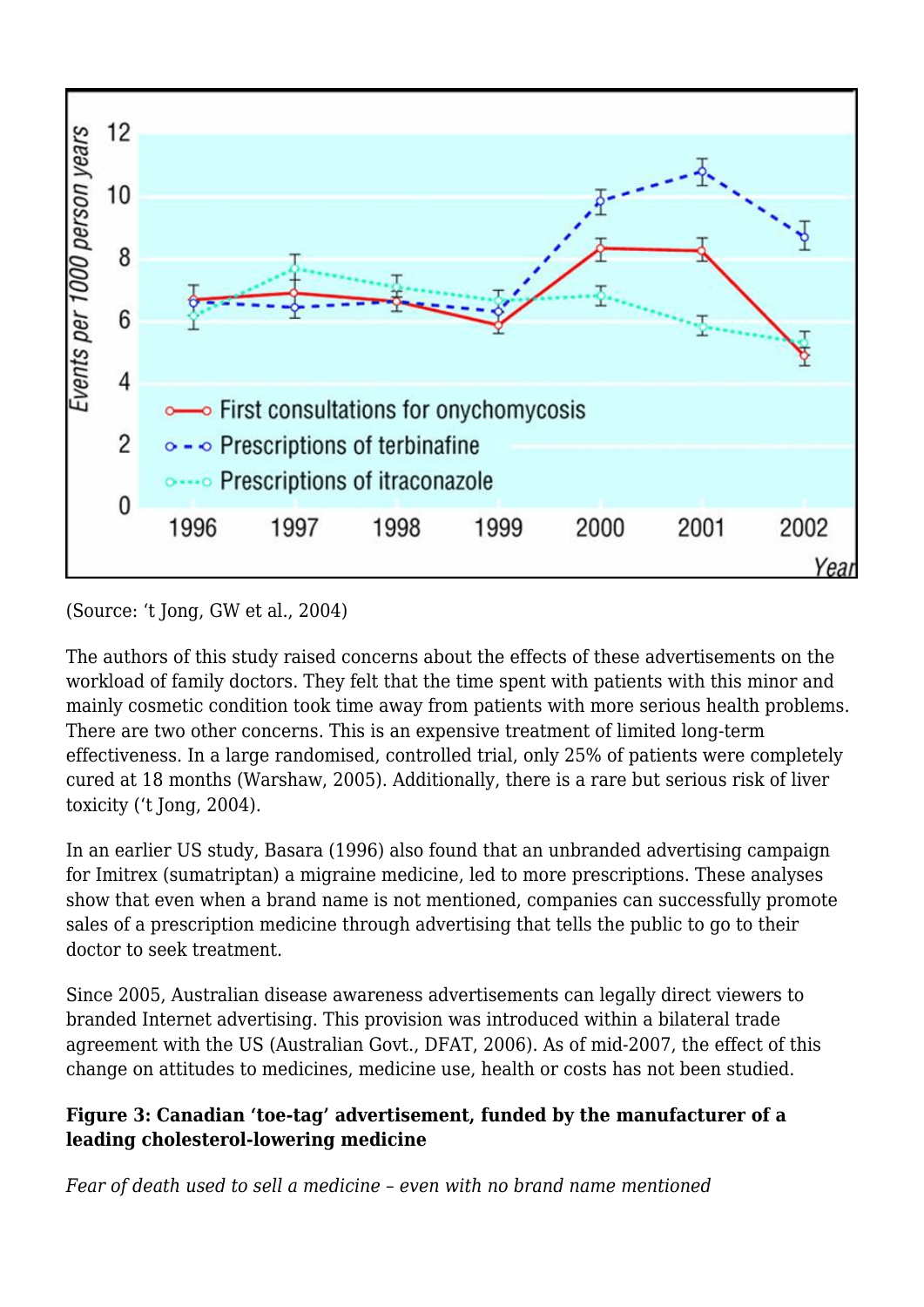(Source: ’t Jong, GW et al., 2004)

The authors of this study raised concerns about the effects of these advertisements on the workload of family doctors. They felt that the time spent with patients with this minor and mainly cosmetic condition took time away from patients with more serious health problems. There are two other concerns. This is an expensive treatment of limited long-term effectiveness. In a large randomised, controlled trial, only 25% of patients were completely cured at 18 months (Warshaw, 2005). Additionally, there is a rare but serious risk of liver toxicity (’t Jong, 2004).

In an earlier US study, Basara (1996) also found that an unbranded advertising campaign for Imitrex (sumatriptan) a migraine medicine, led to more prescriptions. These analyses show that even when a brand name is not mentioned, companies can successfully promote sales of a prescription medicine through advertising that tells the public to go to their doctor to seek treatment.

Since 2005, Australian disease awareness advertisements can legally direct viewers to branded Internet advertising. This provision was introduced within a bilateral trade agreement with the US (Australian Govt., DFAT, 2006). As of mid-2007, the effect of this change on attitudes to medicines, medicine use, health or costs has not been studied.

**Figure 3: Canadian ‘toe-tag’ advertisement, funded by the manufacturer of a leading cholesterol-lowering medicine**

*Fear of death used to sell a medicine – even with no brand name mentioned*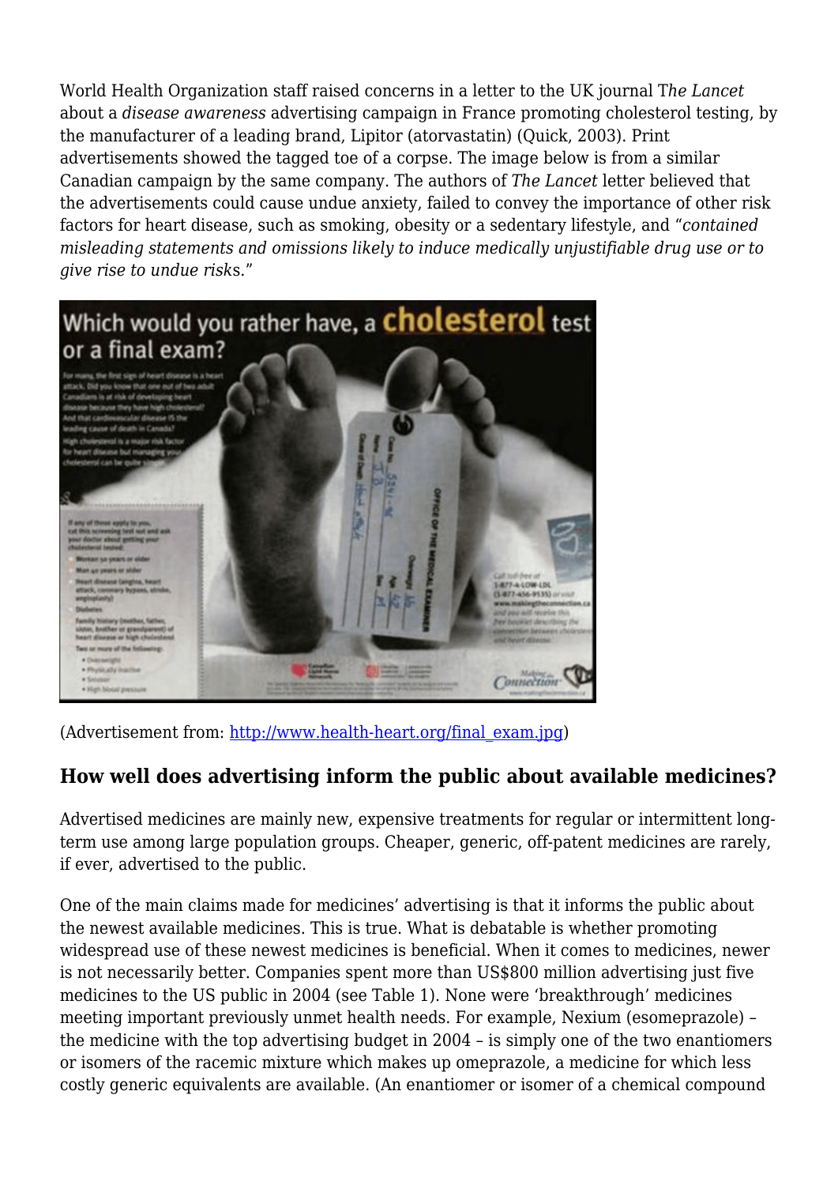World Health Organization staff raised concerns in a letter to the UK journal *The Lancet* about a *disease awareness* advertising campaign in France promoting cholesterol testing, by the manufacturer of a leading brand, Lipitor (atorvastatin) (Quick, 2003). Print advertisements showed the tagged toe of a corpse. The image below is from a similar Canadian campaign by the same company. The authors of *The Lancet* letter believed that the advertisements could cause undue anxiety, failed to convey the importance of other risk factors for heart disease, such as smoking, obesity or a sedentary lifestyle, and "*contained misleading statements and omissions likely to induce medically unjustifiable drug use or to give rise to undue risks*."

(Advertisement from: [http://www.health-heart.org/final_exam.jpg](http://www.health-heart.org/final_exam.jpg))

### How well does advertising inform the public about available medicines?

Advertised medicines are mainly new, expensive treatments for regular or intermittent long-term use among large population groups. Cheaper, generic, off-patent medicines are rarely, if ever, advertised to the public.

One of the main claims made for medicines' advertising is that it informs the public about the newest available medicines. This is true. What is debatable is whether promoting widespread use of these newest medicines is beneficial. When it comes to medicines, newer is not necessarily better. Companies spent more than US$800 million advertising just five medicines to the US public in 2004 (see Table 1). None were 'breakthrough' medicines meeting important previously unmet health needs. For example, Nexium (esomeprazole) – the medicine with the top advertising budget in 2004 – is simply one of the two enantiomers or isomers of the racemic mixture which makes up omeprazole, a medicine for which less costly generic equivalents are available. (An enantiomer or isomer of a chemical compound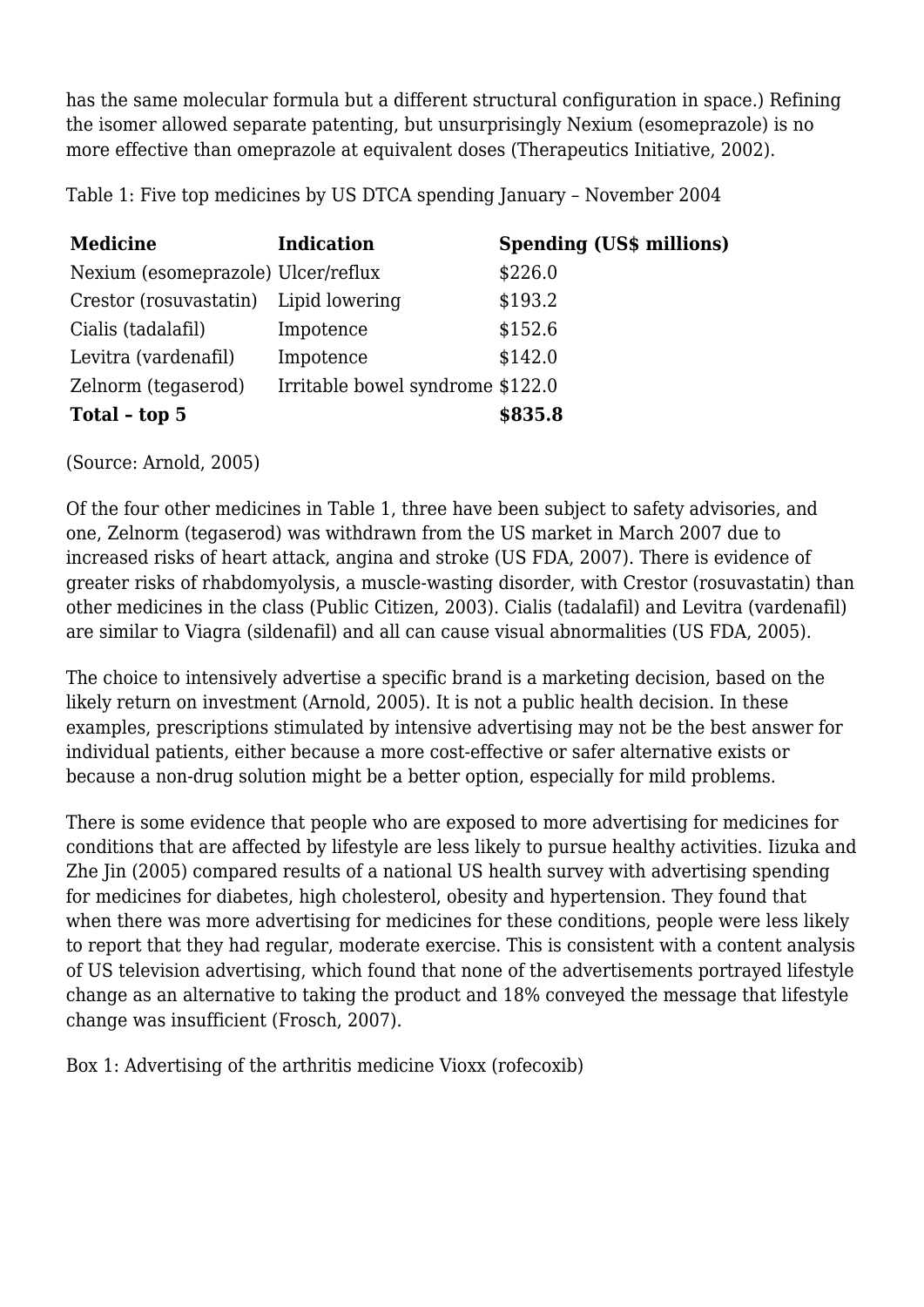has the same molecular formula but a different structural configuration in space.) Refining the isomer allowed separate patenting, but unsurprisingly Nexium (esomeprazole) is no more effective than omeprazole at equivalent doses (Therapeutics Initiative, 2002).

Table 1: Five top medicines by US DTCA spending January – November 2004

| Medicine | Indication | Spending (US$ millions) |
|---|---|---|
| Nexium (esomeprazole) | Ulcer/reflux | $226.0 |
| Crestor (rosuvastatin) | Lipid lowering | $193.2 |
| Cialis (tadalafil) | Impotence | $152.6 |
| Levitra (vardenafil) | Impotence | $142.0 |
| Zelnorm (tegaserod) | Irritable bowel syndrome | $122.0 |
| **Total – top 5** | | **$835.8** |

(Source: Arnold, 2005)

Of the four other medicines in Table 1, three have been subject to safety advisories, and one, Zelnorm (tegaserod) was withdrawn from the US market in March 2007 due to increased risks of heart attack, angina and stroke (US FDA, 2007). There is evidence of greater risks of rhabdomyolysis, a muscle-wasting disorder, with Crestor (rosuvastatin) than other medicines in the class (Public Citizen, 2003). Cialis (tadalafil) and Levitra (vardenafil) are similar to Viagra (sildenafil) and all can cause visual abnormalities (US FDA, 2005).

The choice to intensively advertise a specific brand is a marketing decision, based on the likely return on investment (Arnold, 2005). It is not a public health decision. In these examples, prescriptions stimulated by intensive advertising may not be the best answer for individual patients, either because a more cost-effective or safer alternative exists or because a non-drug solution might be a better option, especially for mild problems.

There is some evidence that people who are exposed to more advertising for medicines for conditions that are affected by lifestyle are less likely to pursue healthy activities. Iizuka and Zhe Jin (2005) compared results of a national US health survey with advertising spending for medicines for diabetes, high cholesterol, obesity and hypertension. They found that when there was more advertising for medicines for these conditions, people were less likely to report that they had regular, moderate exercise. This is consistent with a content analysis of US television advertising, which found that none of the advertisements portrayed lifestyle change as an alternative to taking the product and 18% conveyed the message that lifestyle change was insufficient (Frosch, 2007).

Box 1: Advertising of the arthritis medicine Vioxx (rofecoxib)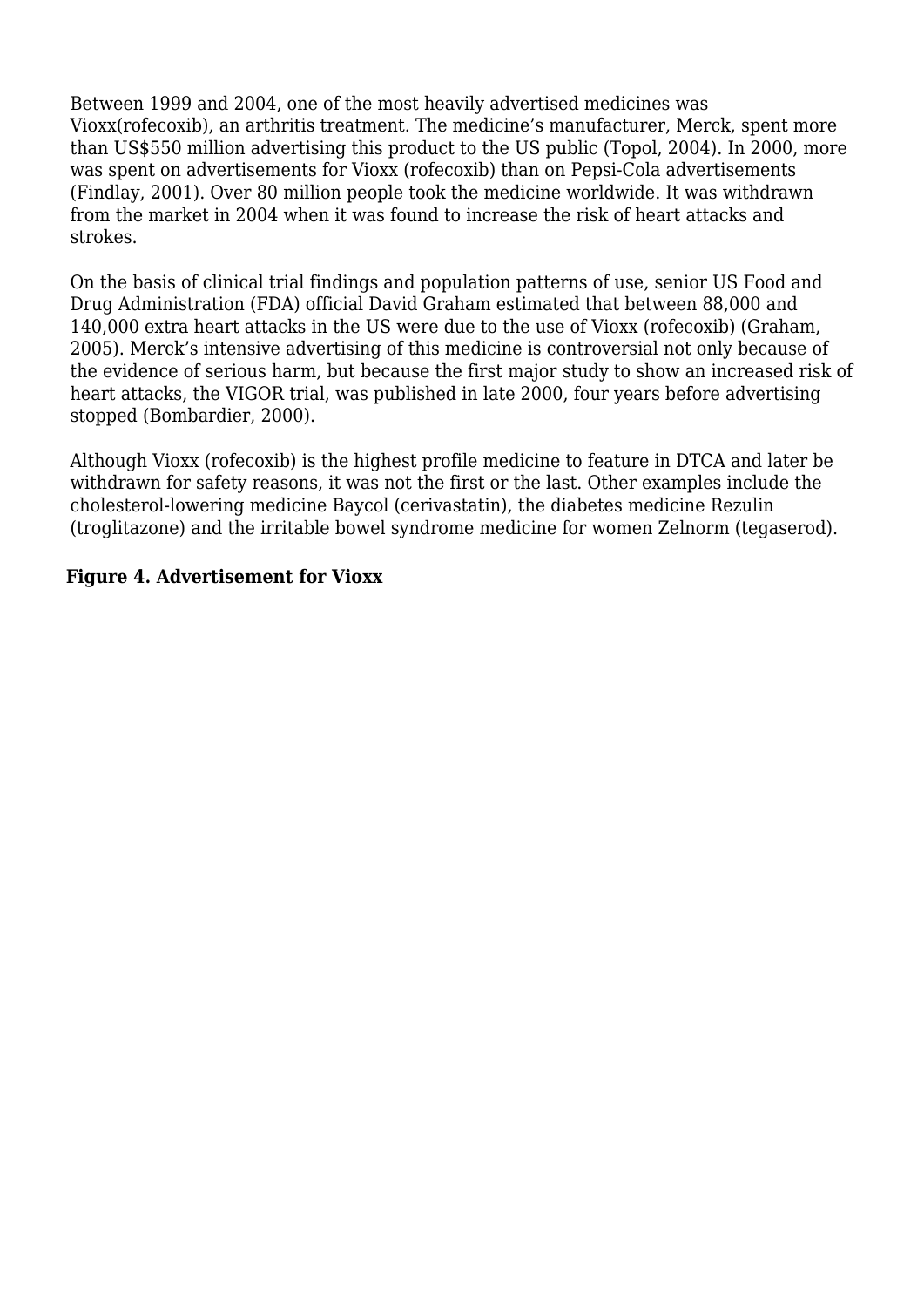Between 1999 and 2004, one of the most heavily advertised medicines was Vioxx(rofecoxib), an arthritis treatment. The medicine's manufacturer, Merck, spent more than US$550 million advertising this product to the US public (Topol, 2004). In 2000, more was spent on advertisements for Vioxx (rofecoxib) than on Pepsi-Cola advertisements (Findlay, 2001). Over 80 million people took the medicine worldwide. It was withdrawn from the market in 2004 when it was found to increase the risk of heart attacks and strokes.

On the basis of clinical trial findings and population patterns of use, senior US Food and Drug Administration (FDA) official David Graham estimated that between 88,000 and 140,000 extra heart attacks in the US were due to the use of Vioxx (rofecoxib) (Graham, 2005). Merck's intensive advertising of this medicine is controversial not only because of the evidence of serious harm, but because the first major study to show an increased risk of heart attacks, the VIGOR trial, was published in late 2000, four years before advertising stopped (Bombardier, 2000).

Although Vioxx (rofecoxib) is the highest profile medicine to feature in DTCA and later be withdrawn for safety reasons, it was not the first or the last. Other examples include the cholesterol-lowering medicine Baycol (cerivastatin), the diabetes medicine Rezulin (troglitazone) and the irritable bowel syndrome medicine for women Zelnorm (tegaserod).

**Figure 4. Advertisement for Vioxx**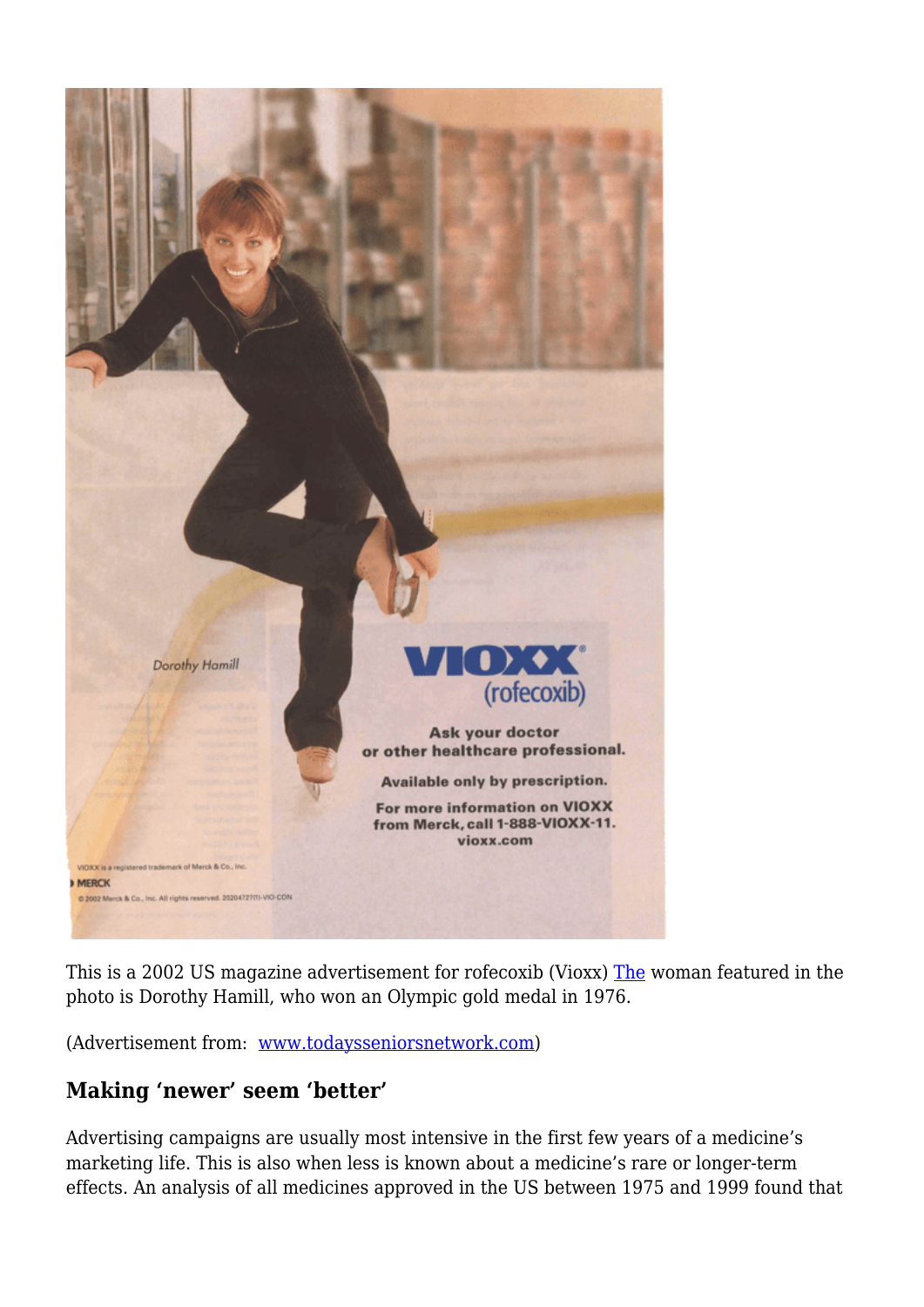This is a 2002 US magazine advertisement for rofecoxib (Vioxx) [The](#) woman featured in the photo is Dorothy Hamill, who won an Olympic gold medal in 1976.

(Advertisement from: [www.todaysseniorsnetwork.com](http://www.todaysseniorsnetwork.com))

## Making 'newer' seem 'better'

Advertising campaigns are usually most intensive in the first few years of a medicine's marketing life. This is also when less is known about a medicine's rare or longer-term effects. An analysis of all medicines approved in the US between 1975 and 1999 found that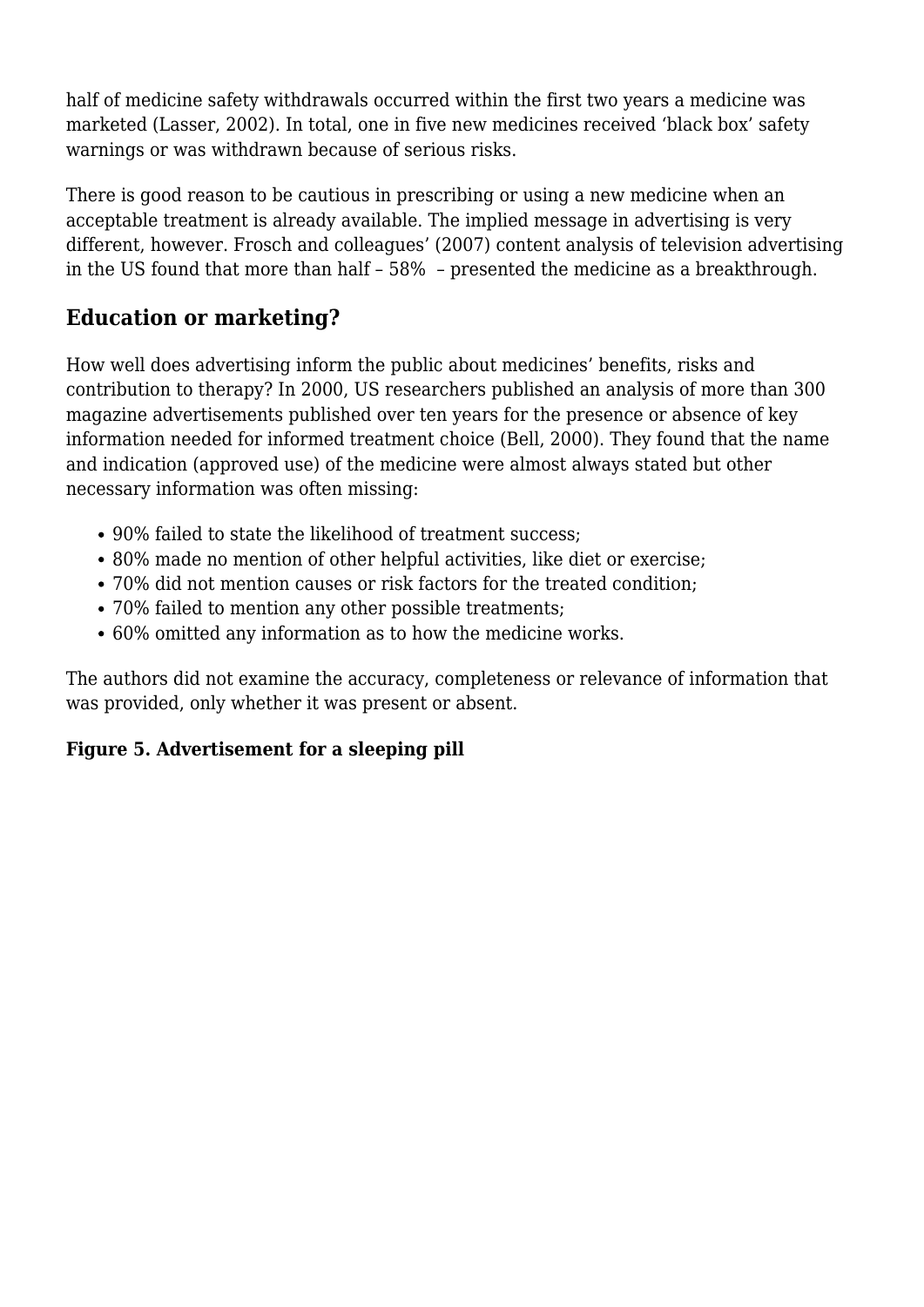half of medicine safety withdrawals occurred within the first two years a medicine was marketed (Lasser, 2002). In total, one in five new medicines received 'black box' safety warnings or was withdrawn because of serious risks.

There is good reason to be cautious in prescribing or using a new medicine when an acceptable treatment is already available. The implied message in advertising is very different, however. Frosch and colleagues' (2007) content analysis of television advertising in the US found that more than half – 58% – presented the medicine as a breakthrough.

## Education or marketing?

How well does advertising inform the public about medicines' benefits, risks and contribution to therapy? In 2000, US researchers published an analysis of more than 300 magazine advertisements published over ten years for the presence or absence of key information needed for informed treatment choice (Bell, 2000). They found that the name and indication (approved use) of the medicine were almost always stated but other necessary information was often missing:

- 90% failed to state the likelihood of treatment success;
- 80% made no mention of other helpful activities, like diet or exercise;
- 70% did not mention causes or risk factors for the treated condition;
- 70% failed to mention any other possible treatments;
- 60% omitted any information as to how the medicine works.

The authors did not examine the accuracy, completeness or relevance of information that was provided, only whether it was present or absent.

**Figure 5. Advertisement for a sleeping pill**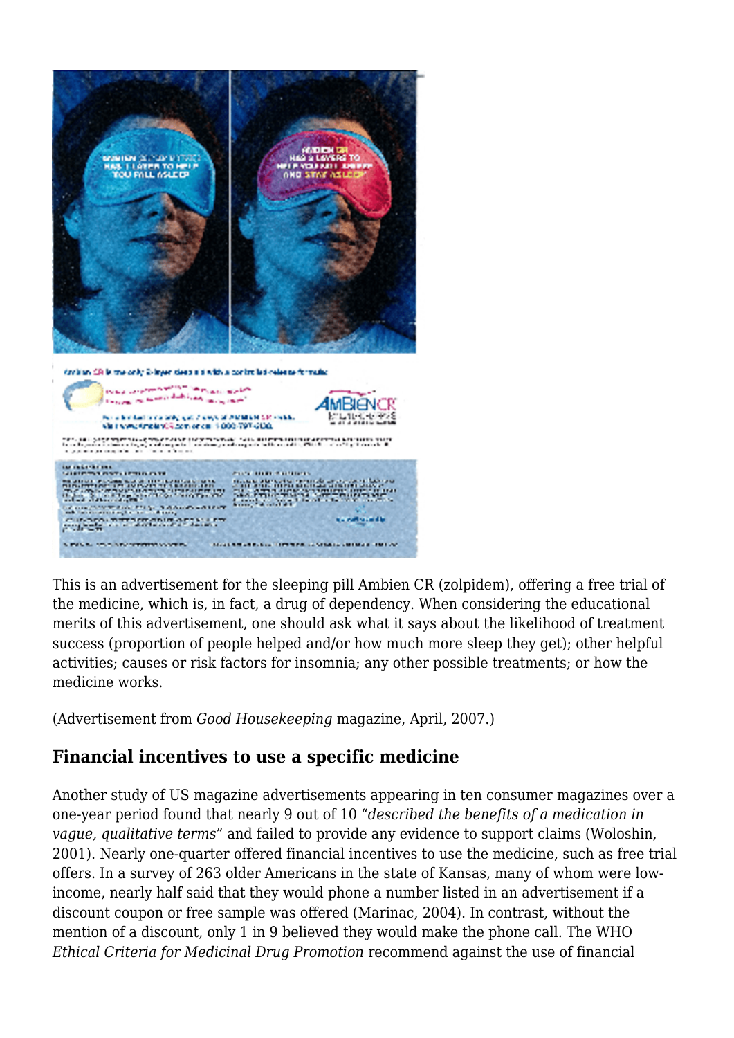This is an advertisement for the sleeping pill Ambien CR (zolpidem), offering a free trial of the medicine, which is, in fact, a drug of dependency. When considering the educational merits of this advertisement, one should ask what it says about the likelihood of treatment success (proportion of people helped and/or how much more sleep they get); other helpful activities; causes or risk factors for insomnia; any other possible treatments; or how the medicine works.

(Advertisement from *Good Housekeeping* magazine, April, 2007.)

## Financial incentives to use a specific medicine

Another study of US magazine advertisements appearing in ten consumer magazines over a one-year period found that nearly 9 out of 10 "*described the benefits of a medication in vague, qualitative terms*" and failed to provide any evidence to support claims (Woloshin, 2001). Nearly one-quarter offered financial incentives to use the medicine, such as free trial offers. In a survey of 263 older Americans in the state of Kansas, many of whom were low-income, nearly half said that they would phone a number listed in an advertisement if a discount coupon or free sample was offered (Marinac, 2004). In contrast, without the mention of a discount, only 1 in 9 believed they would make the phone call. The WHO *Ethical Criteria for Medicinal Drug Promotion* recommend against the use of financial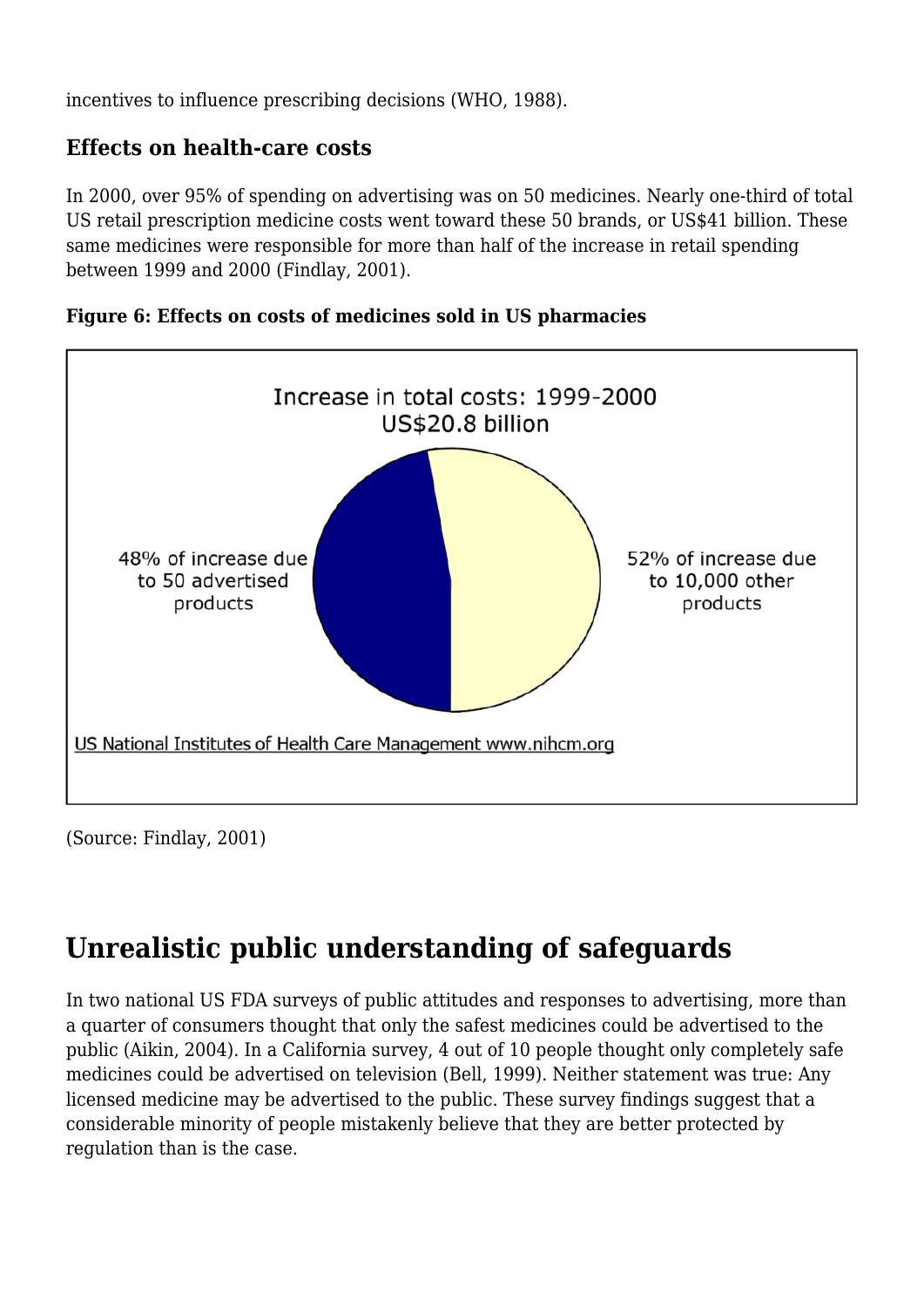incentives to influence prescribing decisions (WHO, 1988).

### Effects on health-care costs

In 2000, over 95% of spending on advertising was on 50 medicines. Nearly one-third of total US retail prescription medicine costs went toward these 50 brands, or US$41 billion. These same medicines were responsible for more than half of the increase in retail spending between 1999 and 2000 (Findlay, 2001).

**Figure 6: Effects on costs of medicines sold in US pharmacies**

Increase in total costs: 1999-2000
US$20.8 billion

48% of increase due to 50 advertised products

52% of increase due to 10,000 other products

US National Institutes of Health Care Management www.nihcm.org

(Source: Findlay, 2001)

## Unrealistic public understanding of safeguards

In two national US FDA surveys of public attitudes and responses to advertising, more than a quarter of consumers thought that only the safest medicines could be advertised to the public (Aikin, 2004). In a California survey, 4 out of 10 people thought only completely safe medicines could be advertised on television (Bell, 1999). Neither statement was true: Any licensed medicine may be advertised to the public. These survey findings suggest that a considerable minority of people mistakenly believe that they are better protected by regulation than is the case.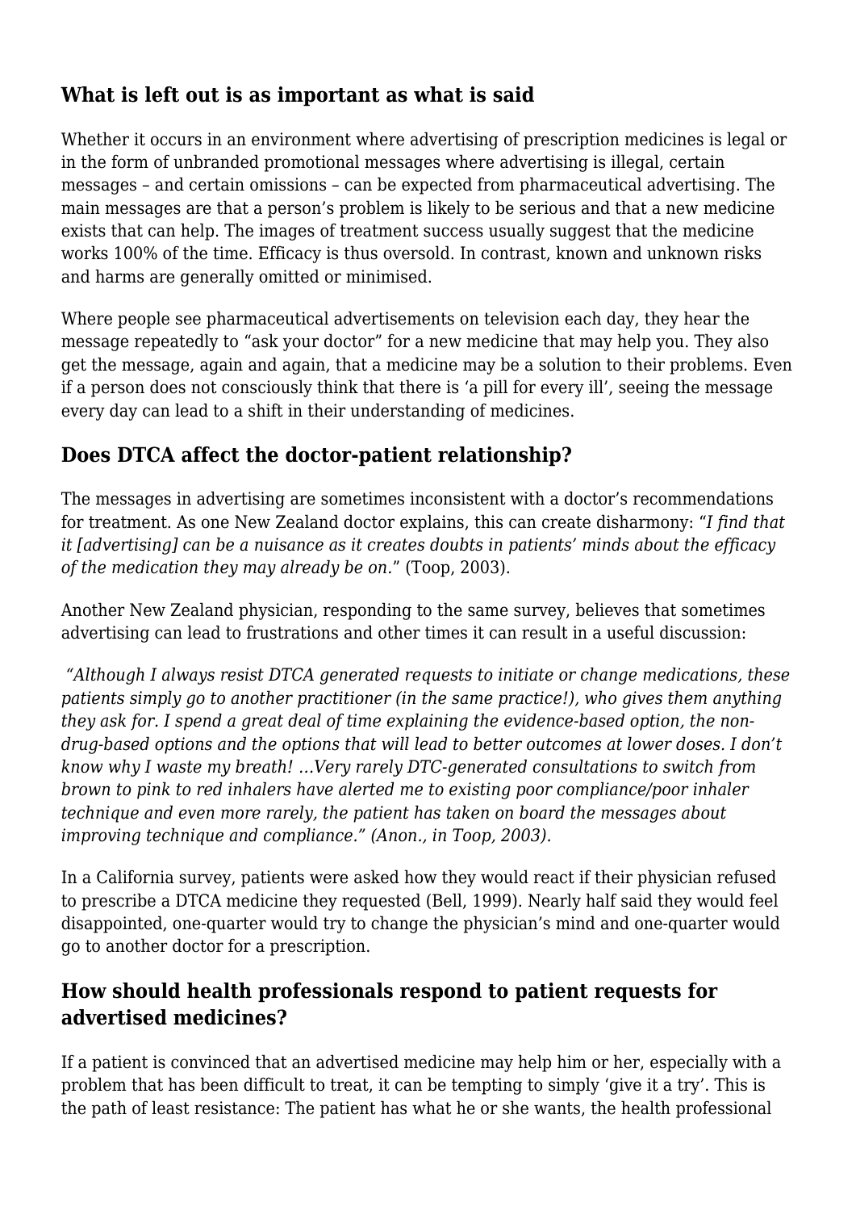## What is left out is as important as what is said

Whether it occurs in an environment where advertising of prescription medicines is legal or in the form of unbranded promotional messages where advertising is illegal, certain messages – and certain omissions – can be expected from pharmaceutical advertising. The main messages are that a person's problem is likely to be serious and that a new medicine exists that can help. The images of treatment success usually suggest that the medicine works 100% of the time. Efficacy is thus oversold. In contrast, known and unknown risks and harms are generally omitted or minimised.

Where people see pharmaceutical advertisements on television each day, they hear the message repeatedly to "ask your doctor" for a new medicine that may help you. They also get the message, again and again, that a medicine may be a solution to their problems. Even if a person does not consciously think that there is 'a pill for every ill', seeing the message every day can lead to a shift in their understanding of medicines.

## Does DTCA affect the doctor-patient relationship?

The messages in advertising are sometimes inconsistent with a doctor's recommendations for treatment. As one New Zealand doctor explains, this can create disharmony: "*I find that it [advertising] can be a nuisance as it creates doubts in patients' minds about the efficacy of the medication they may already be on.*" (Toop, 2003).

Another New Zealand physician, responding to the same survey, believes that sometimes advertising can lead to frustrations and other times it can result in a useful discussion:

*"Although I always resist DTCA generated requests to initiate or change medications, these patients simply go to another practitioner (in the same practice!), who gives them anything they ask for. I spend a great deal of time explaining the evidence-based option, the non-drug-based options and the options that will lead to better outcomes at lower doses. I don't know why I waste my breath! …Very rarely DTC-generated consultations to switch from brown to pink to red inhalers have alerted me to existing poor compliance/poor inhaler technique and even more rarely, the patient has taken on board the messages about improving technique and compliance." (Anon., in Toop, 2003).*

In a California survey, patients were asked how they would react if their physician refused to prescribe a DTCA medicine they requested (Bell, 1999). Nearly half said they would feel disappointed, one-quarter would try to change the physician's mind and one-quarter would go to another doctor for a prescription.

## How should health professionals respond to patient requests for advertised medicines?

If a patient is convinced that an advertised medicine may help him or her, especially with a problem that has been difficult to treat, it can be tempting to simply 'give it a try'. This is the path of least resistance: The patient has what he or she wants, the health professional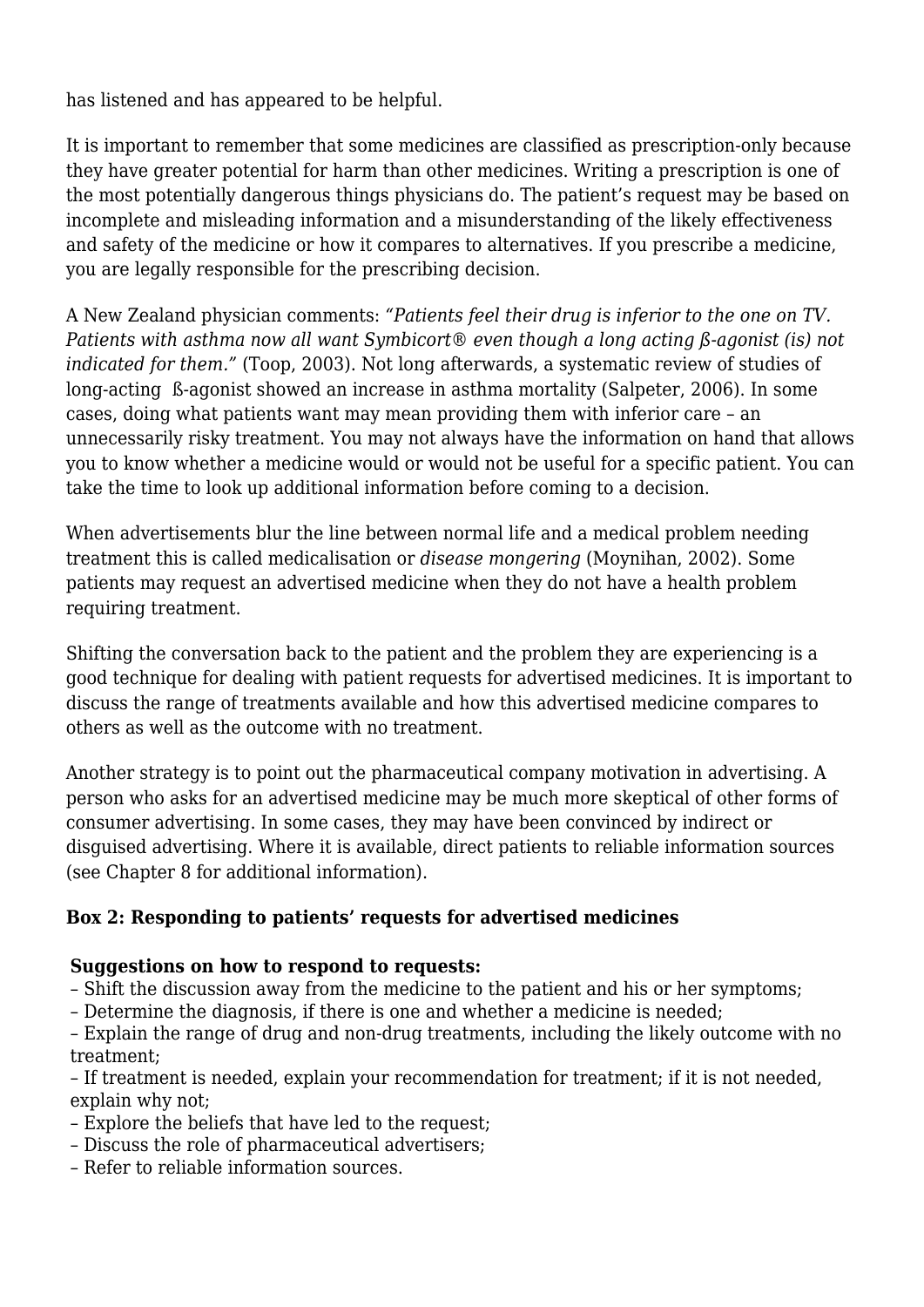has listened and has appeared to be helpful.

It is important to remember that some medicines are classified as prescription-only because they have greater potential for harm than other medicines. Writing a prescription is one of the most potentially dangerous things physicians do. The patient's request may be based on incomplete and misleading information and a misunderstanding of the likely effectiveness and safety of the medicine or how it compares to alternatives. If you prescribe a medicine, you are legally responsible for the prescribing decision.

A New Zealand physician comments: *"Patients feel their drug is inferior to the one on TV. Patients with asthma now all want Symbicort® even though a long acting ß-agonist (is) not indicated for them."* (Toop, 2003). Not long afterwards, a systematic review of studies of long-acting ß-agonist showed an increase in asthma mortality (Salpeter, 2006). In some cases, doing what patients want may mean providing them with inferior care – an unnecessarily risky treatment. You may not always have the information on hand that allows you to know whether a medicine would or would not be useful for a specific patient. You can take the time to look up additional information before coming to a decision.

When advertisements blur the line between normal life and a medical problem needing treatment this is called medicalisation or *disease mongering* (Moynihan, 2002). Some patients may request an advertised medicine when they do not have a health problem requiring treatment.

Shifting the conversation back to the patient and the problem they are experiencing is a good technique for dealing with patient requests for advertised medicines. It is important to discuss the range of treatments available and how this advertised medicine compares to others as well as the outcome with no treatment.

Another strategy is to point out the pharmaceutical company motivation in advertising. A person who asks for an advertised medicine may be much more skeptical of other forms of consumer advertising. In some cases, they may have been convinced by indirect or disguised advertising. Where it is available, direct patients to reliable information sources (see Chapter 8 for additional information).

**Box 2: Responding to patients' requests for advertised medicines**

**Suggestions on how to respond to requests:**

– Shift the discussion away from the medicine to the patient and his or her symptoms;
– Determine the diagnosis, if there is one and whether a medicine is needed;
– Explain the range of drug and non-drug treatments, including the likely outcome with no treatment;
– If treatment is needed, explain your recommendation for treatment; if it is not needed, explain why not;
– Explore the beliefs that have led to the request;
– Discuss the role of pharmaceutical advertisers;
– Refer to reliable information sources.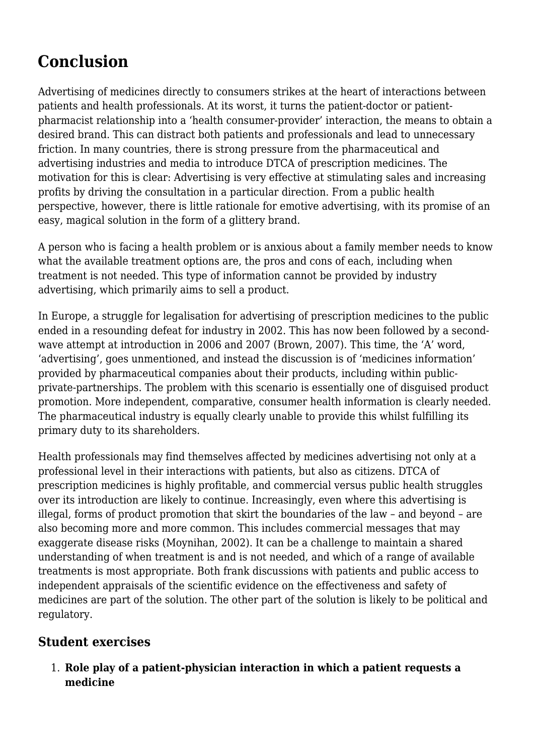## Conclusion

Advertising of medicines directly to consumers strikes at the heart of interactions between patients and health professionals. At its worst, it turns the patient-doctor or patient-pharmacist relationship into a 'health consumer-provider' interaction, the means to obtain a desired brand. This can distract both patients and professionals and lead to unnecessary friction. In many countries, there is strong pressure from the pharmaceutical and advertising industries and media to introduce DTCA of prescription medicines. The motivation for this is clear: Advertising is very effective at stimulating sales and increasing profits by driving the consultation in a particular direction. From a public health perspective, however, there is little rationale for emotive advertising, with its promise of an easy, magical solution in the form of a glittery brand.

A person who is facing a health problem or is anxious about a family member needs to know what the available treatment options are, the pros and cons of each, including when treatment is not needed. This type of information cannot be provided by industry advertising, which primarily aims to sell a product.

In Europe, a struggle for legalisation for advertising of prescription medicines to the public ended in a resounding defeat for industry in 2002. This has now been followed by a second-wave attempt at introduction in 2006 and 2007 (Brown, 2007). This time, the 'A' word, 'advertising', goes unmentioned, and instead the discussion is of 'medicines information' provided by pharmaceutical companies about their products, including within public-private-partnerships. The problem with this scenario is essentially one of disguised product promotion. More independent, comparative, consumer health information is clearly needed. The pharmaceutical industry is equally clearly unable to provide this whilst fulfilling its primary duty to its shareholders.

Health professionals may find themselves affected by medicines advertising not only at a professional level in their interactions with patients, but also as citizens. DTCA of prescription medicines is highly profitable, and commercial versus public health struggles over its introduction are likely to continue. Increasingly, even where this advertising is illegal, forms of product promotion that skirt the boundaries of the law – and beyond – are also becoming more and more common. This includes commercial messages that may exaggerate disease risks (Moynihan, 2002). It can be a challenge to maintain a shared understanding of when treatment is and is not needed, and which of a range of available treatments is most appropriate. Both frank discussions with patients and public access to independent appraisals of the scientific evidence on the effectiveness and safety of medicines are part of the solution. The other part of the solution is likely to be political and regulatory.

### Student exercises

1. **Role play of a patient-physician interaction in which a patient requests a medicine**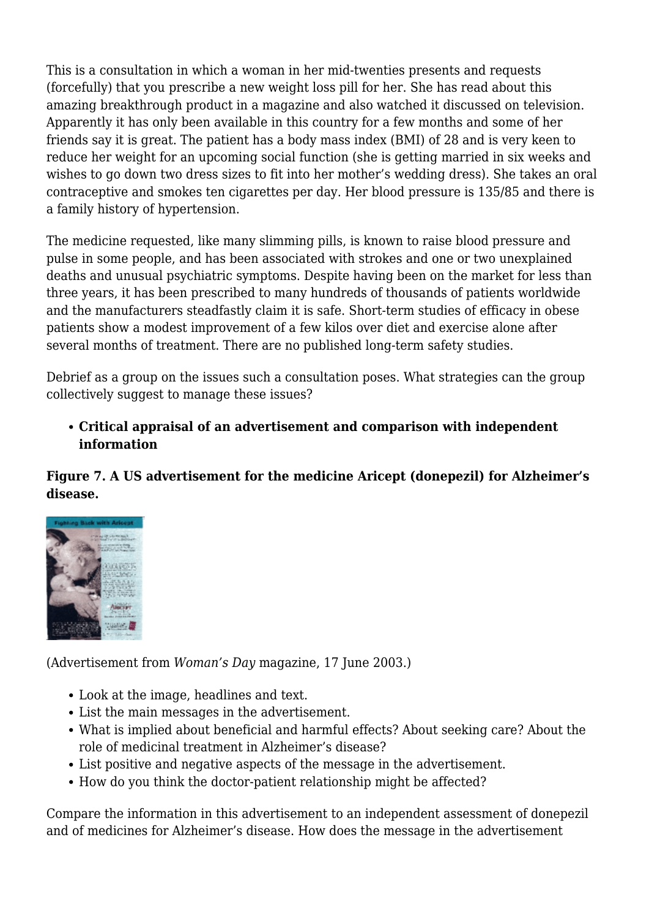This is a consultation in which a woman in her mid-twenties presents and requests (forcefully) that you prescribe a new weight loss pill for her. She has read about this amazing breakthrough product in a magazine and also watched it discussed on television. Apparently it has only been available in this country for a few months and some of her friends say it is great. The patient has a body mass index (BMI) of 28 and is very keen to reduce her weight for an upcoming social function (she is getting married in six weeks and wishes to go down two dress sizes to fit into her mother's wedding dress). She takes an oral contraceptive and smokes ten cigarettes per day. Her blood pressure is 135/85 and there is a family history of hypertension.

The medicine requested, like many slimming pills, is known to raise blood pressure and pulse in some people, and has been associated with strokes and one or two unexplained deaths and unusual psychiatric symptoms. Despite having been on the market for less than three years, it has been prescribed to many hundreds of thousands of patients worldwide and the manufacturers steadfastly claim it is safe. Short-term studies of efficacy in obese patients show a modest improvement of a few kilos over diet and exercise alone after several months of treatment. There are no published long-term safety studies.

Debrief as a group on the issues such a consultation poses. What strategies can the group collectively suggest to manage these issues?

- **Critical appraisal of an advertisement and comparison with independent information**

**Figure 7. A US advertisement for the medicine Aricept (donepezil) for Alzheimer's disease.**

(Advertisement from *Woman's Day* magazine, 17 June 2003.)

- Look at the image, headlines and text.
- List the main messages in the advertisement.
- What is implied about beneficial and harmful effects? About seeking care? About the role of medicinal treatment in Alzheimer's disease?
- List positive and negative aspects of the message in the advertisement.
- How do you think the doctor-patient relationship might be affected?

Compare the information in this advertisement to an independent assessment of donepezil and of medicines for Alzheimer's disease. How does the message in the advertisement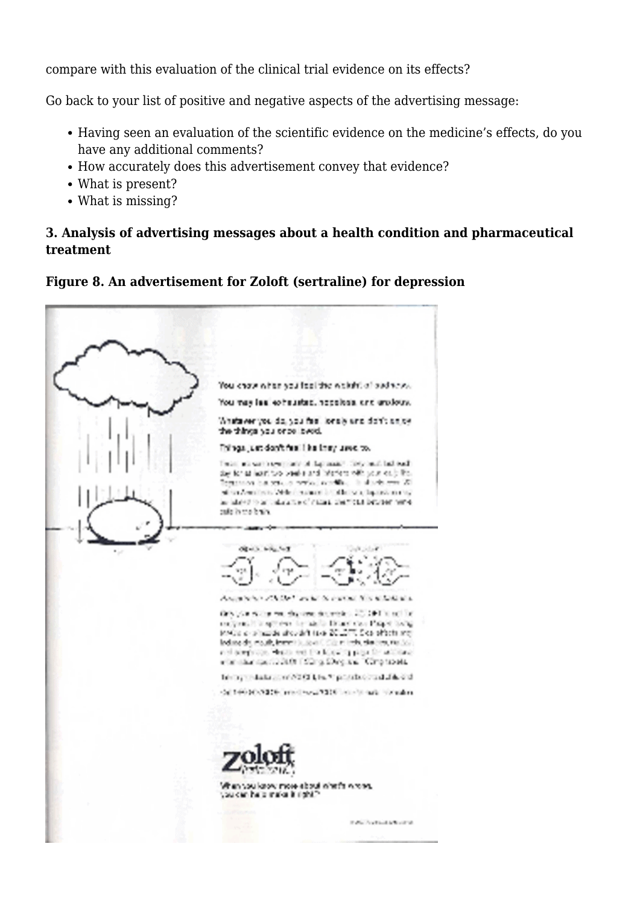compare with this evaluation of the clinical trial evidence on its effects?

Go back to your list of positive and negative aspects of the advertising message:

- Having seen an evaluation of the scientific evidence on the medicine's effects, do you have any additional comments?
- How accurately does this advertisement convey that evidence?
- What is present?
- What is missing?

**3. Analysis of advertising messages about a health condition and pharmaceutical treatment**

**Figure 8. An advertisement for Zoloft (sertraline) for depression**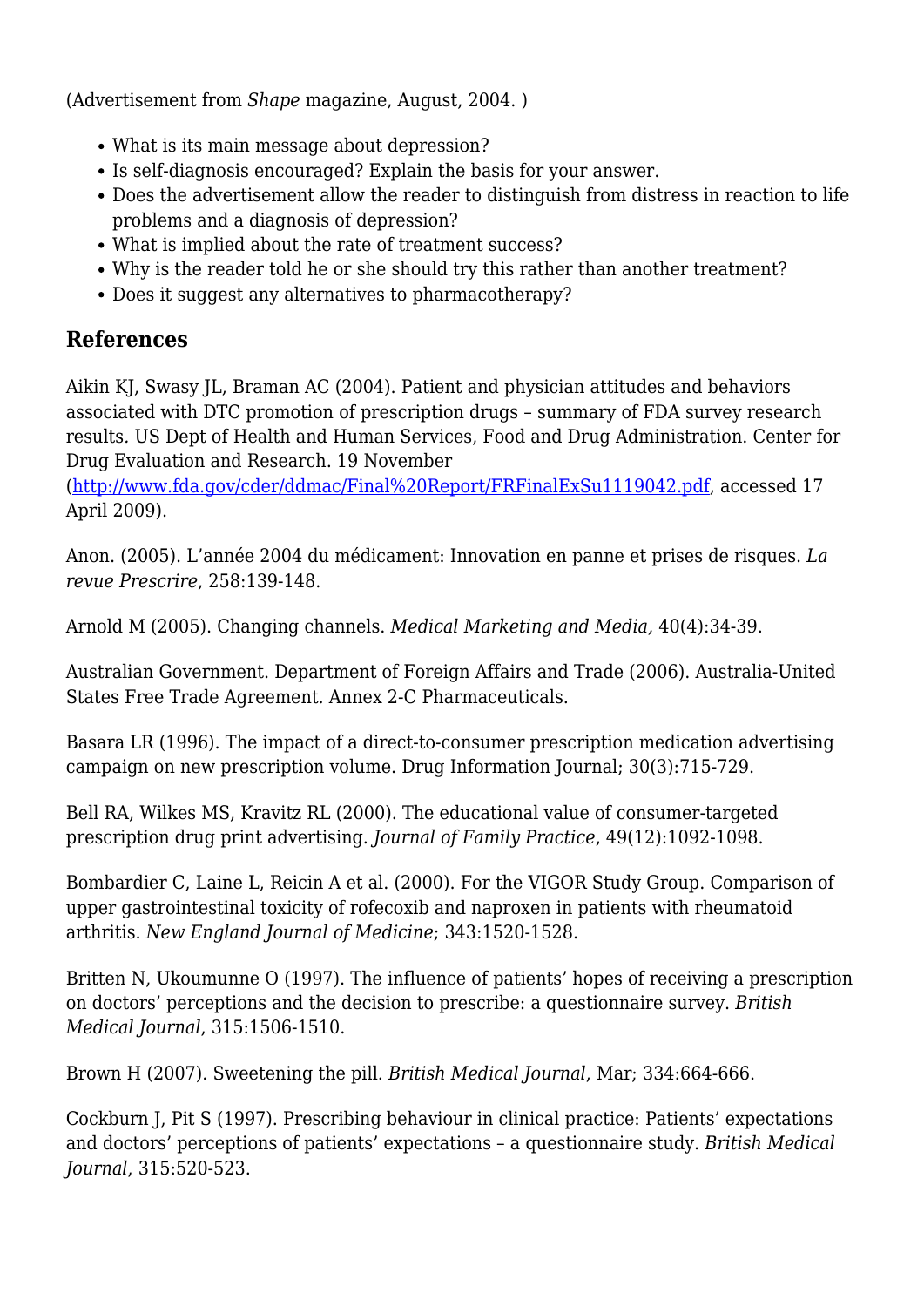(Advertisement from *Shape* magazine, August, 2004. )

- What is its main message about depression?
- Is self-diagnosis encouraged? Explain the basis for your answer.
- Does the advertisement allow the reader to distinguish from distress in reaction to life problems and a diagnosis of depression?
- What is implied about the rate of treatment success?
- Why is the reader told he or she should try this rather than another treatment?
- Does it suggest any alternatives to pharmacotherapy?

## References

Aikin KJ, Swasy JL, Braman AC (2004). Patient and physician attitudes and behaviors associated with DTC promotion of prescription drugs – summary of FDA survey research results. US Dept of Health and Human Services, Food and Drug Administration. Center for Drug Evaluation and Research. 19 November (http://www.fda.gov/cder/ddmac/Final%20Report/FRFinalExSu1119042.pdf, accessed 17 April 2009).

Anon. (2005). L'année 2004 du médicament: Innovation en panne et prises de risques. *La revue Prescrire*, 258:139-148.

Arnold M (2005). Changing channels. *Medical Marketing and Media,* 40(4):34-39.

Australian Government. Department of Foreign Affairs and Trade (2006). Australia-United States Free Trade Agreement. Annex 2-C Pharmaceuticals.

Basara LR (1996). The impact of a direct-to-consumer prescription medication advertising campaign on new prescription volume. Drug Information Journal; 30(3):715-729.

Bell RA, Wilkes MS, Kravitz RL (2000). The educational value of consumer-targeted prescription drug print advertising. *Journal of Family Practice*, 49(12):1092-1098.

Bombardier C, Laine L, Reicin A et al. (2000). For the VIGOR Study Group. Comparison of upper gastrointestinal toxicity of rofecoxib and naproxen in patients with rheumatoid arthritis. *New England Journal of Medicine*; 343:1520-1528.

Britten N, Ukoumunne O (1997). The influence of patients' hopes of receiving a prescription on doctors' perceptions and the decision to prescribe: a questionnaire survey. *British Medical Journal*, 315:1506-1510.

Brown H (2007). Sweetening the pill. *British Medical Journal*, Mar; 334:664-666.

Cockburn J, Pit S (1997). Prescribing behaviour in clinical practice: Patients' expectations and doctors' perceptions of patients' expectations – a questionnaire study. *British Medical Journal*, 315:520-523.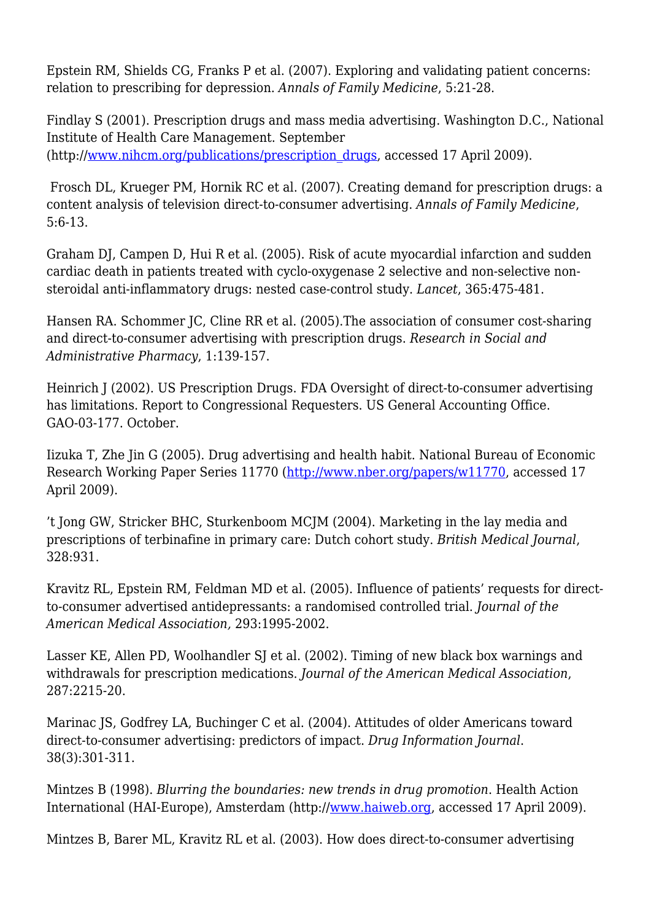Epstein RM, Shields CG, Franks P et al. (2007). Exploring and validating patient concerns: relation to prescribing for depression. *Annals of Family Medicine*, 5:21-28.

Findlay S (2001). Prescription drugs and mass media advertising. Washington D.C., National Institute of Health Care Management. September (http://www.nihcm.org/publications/prescription_drugs, accessed 17 April 2009).

Frosch DL, Krueger PM, Hornik RC et al. (2007). Creating demand for prescription drugs: a content analysis of television direct-to-consumer advertising. *Annals of Family Medicine*, 5:6-13.

Graham DJ, Campen D, Hui R et al. (2005). Risk of acute myocardial infarction and sudden cardiac death in patients treated with cyclo-oxygenase 2 selective and non-selective non-steroidal anti-inflammatory drugs: nested case-control study. *Lancet*, 365:475-481.

Hansen RA. Schommer JC, Cline RR et al. (2005).The association of consumer cost-sharing and direct-to-consumer advertising with prescription drugs. *Research in Social and Administrative Pharmacy*, 1:139-157.

Heinrich J (2002). US Prescription Drugs. FDA Oversight of direct-to-consumer advertising has limitations. Report to Congressional Requesters. US General Accounting Office. GAO-03-177. October.

Iizuka T, Zhe Jin G (2005). Drug advertising and health habit. National Bureau of Economic Research Working Paper Series 11770 (http://www.nber.org/papers/w11770, accessed 17 April 2009).

't Jong GW, Stricker BHC, Sturkenboom MCJM (2004). Marketing in the lay media and prescriptions of terbinafine in primary care: Dutch cohort study. *British Medical Journal*, 328:931.

Kravitz RL, Epstein RM, Feldman MD et al. (2005). Influence of patients' requests for direct-to-consumer advertised antidepressants: a randomised controlled trial. *Journal of the American Medical Association,* 293:1995-2002.

Lasser KE, Allen PD, Woolhandler SJ et al. (2002). Timing of new black box warnings and withdrawals for prescription medications. *Journal of the American Medical Association*, 287:2215-20.

Marinac JS, Godfrey LA, Buchinger C et al. (2004). Attitudes of older Americans toward direct-to-consumer advertising: predictors of impact. *Drug Information Journal*. 38(3):301-311.

Mintzes B (1998). *Blurring the boundaries: new trends in drug promotion*. Health Action International (HAI-Europe), Amsterdam (http://www.haiweb.org, accessed 17 April 2009).

Mintzes B, Barer ML, Kravitz RL et al. (2003). How does direct-to-consumer advertising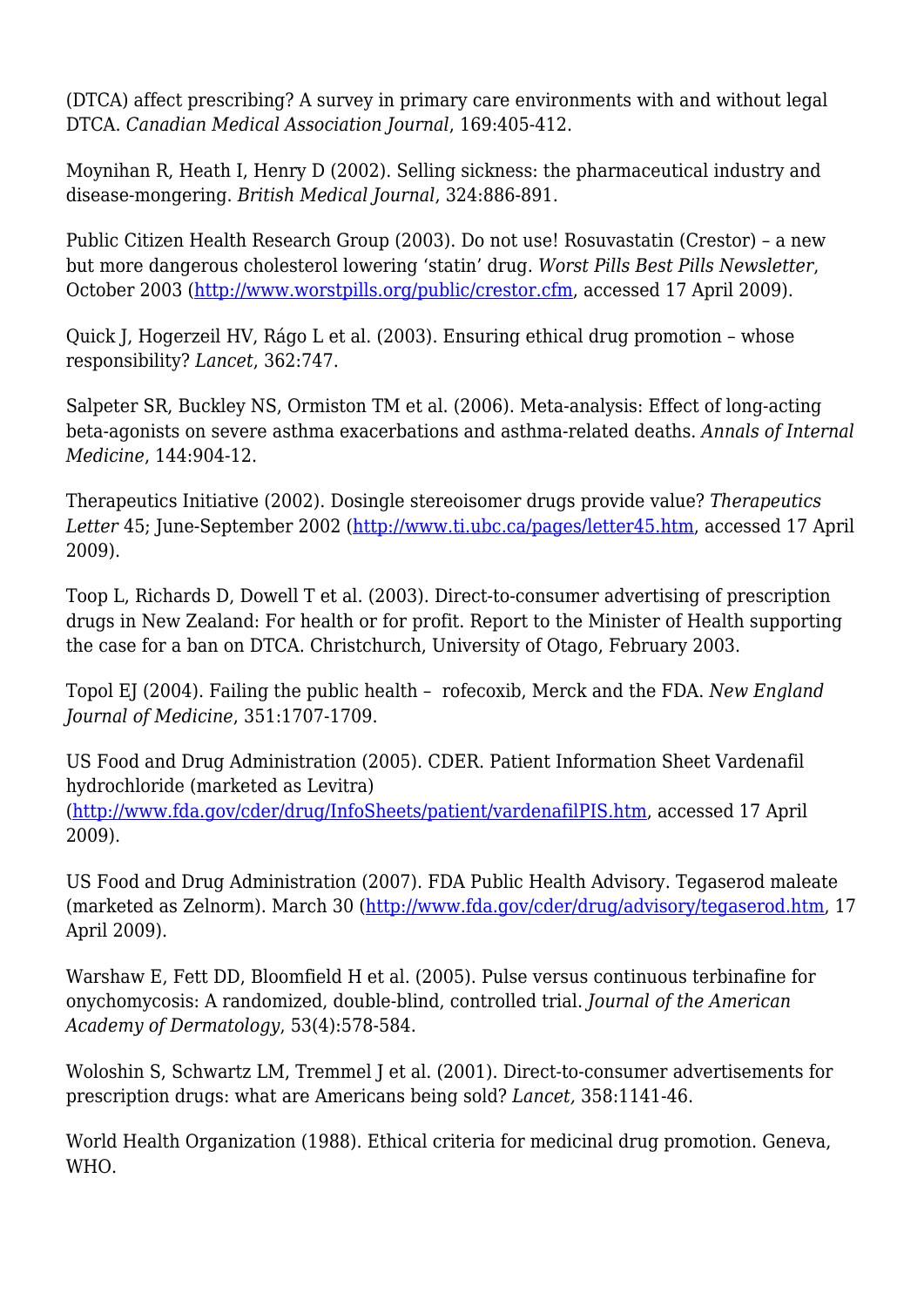(DTCA) affect prescribing? A survey in primary care environments with and without legal DTCA. *Canadian Medical Association Journal*, 169:405-412.

Moynihan R, Heath I, Henry D (2002). Selling sickness: the pharmaceutical industry and disease-mongering. *British Medical Journal*, 324:886-891.

Public Citizen Health Research Group (2003). Do not use! Rosuvastatin (Crestor) – a new but more dangerous cholesterol lowering 'statin' drug. *Worst Pills Best Pills Newsletter*, October 2003 (http://www.worstpills.org/public/crestor.cfm, accessed 17 April 2009).

Quick J, Hogerzeil HV, Rágo L et al. (2003). Ensuring ethical drug promotion – whose responsibility? *Lancet*, 362:747.

Salpeter SR, Buckley NS, Ormiston TM et al. (2006). Meta-analysis: Effect of long-acting beta-agonists on severe asthma exacerbations and asthma-related deaths. *Annals of Internal Medicine*, 144:904-12.

Therapeutics Initiative (2002). Dosingle stereoisomer drugs provide value? *Therapeutics Letter* 45; June-September 2002 (http://www.ti.ubc.ca/pages/letter45.htm, accessed 17 April 2009).

Toop L, Richards D, Dowell T et al. (2003). Direct-to-consumer advertising of prescription drugs in New Zealand: For health or for profit. Report to the Minister of Health supporting the case for a ban on DTCA. Christchurch, University of Otago, February 2003.

Topol EJ (2004). Failing the public health – rofecoxib, Merck and the FDA. *New England Journal of Medicine*, 351:1707-1709.

US Food and Drug Administration (2005). CDER. Patient Information Sheet Vardenafil hydrochloride (marketed as Levitra) (http://www.fda.gov/cder/drug/InfoSheets/patient/vardenafilPIS.htm, accessed 17 April 2009).

US Food and Drug Administration (2007). FDA Public Health Advisory. Tegaserod maleate (marketed as Zelnorm). March 30 (http://www.fda.gov/cder/drug/advisory/tegaserod.htm, 17 April 2009).

Warshaw E, Fett DD, Bloomfield H et al. (2005). Pulse versus continuous terbinafine for onychomycosis: A randomized, double-blind, controlled trial. *Journal of the American Academy of Dermatology*, 53(4):578-584.

Woloshin S, Schwartz LM, Tremmel J et al. (2001). Direct-to-consumer advertisements for prescription drugs: what are Americans being sold? *Lancet,* 358:1141-46.

World Health Organization (1988). Ethical criteria for medicinal drug promotion. Geneva, WHO.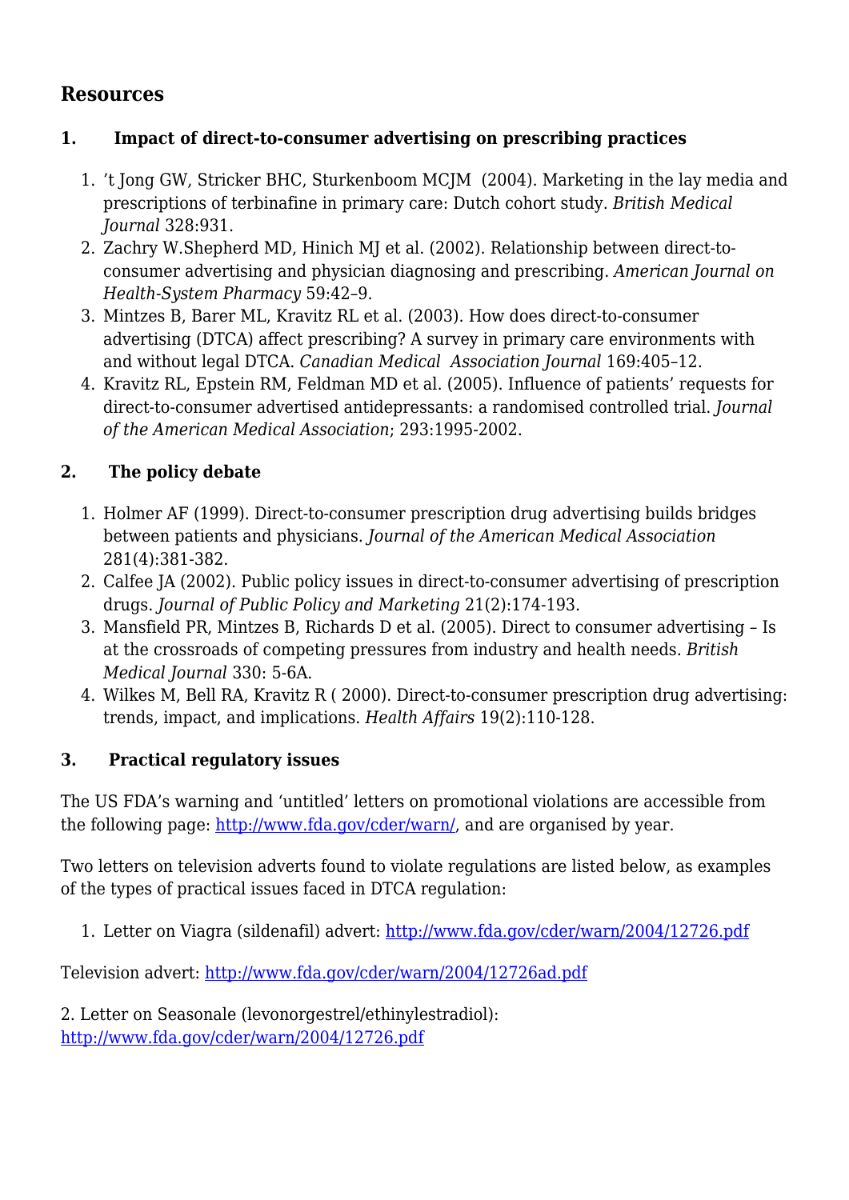## Resources

### 1. Impact of direct-to-consumer advertising on prescribing practices

1. 't Jong GW, Stricker BHC, Sturkenboom MCJM (2004). Marketing in the lay media and prescriptions of terbinafine in primary care: Dutch cohort study. *British Medical Journal* 328:931.
2. Zachry W.Shepherd MD, Hinich MJ et al. (2002). Relationship between direct-to-consumer advertising and physician diagnosing and prescribing. *American Journal on Health-System Pharmacy* 59:42–9.
3. Mintzes B, Barer ML, Kravitz RL et al. (2003). How does direct-to-consumer advertising (DTCA) affect prescribing? A survey in primary care environments with and without legal DTCA. *Canadian Medical Association Journal* 169:405–12.
4. Kravitz RL, Epstein RM, Feldman MD et al. (2005). Influence of patients' requests for direct-to-consumer advertised antidepressants: a randomised controlled trial. *Journal of the American Medical Association*; 293:1995-2002.

### 2. The policy debate

1. Holmer AF (1999). Direct-to-consumer prescription drug advertising builds bridges between patients and physicians. *Journal of the American Medical Association* 281(4):381-382.
2. Calfee JA (2002). Public policy issues in direct-to-consumer advertising of prescription drugs. *Journal of Public Policy and Marketing* 21(2):174-193.
3. Mansfield PR, Mintzes B, Richards D et al. (2005). Direct to consumer advertising – Is at the crossroads of competing pressures from industry and health needs. *British Medical Journal* 330: 5-6A.
4. Wilkes M, Bell RA, Kravitz R ( 2000). Direct-to-consumer prescription drug advertising: trends, impact, and implications. *Health Affairs* 19(2):110-128.

### 3. Practical regulatory issues

The US FDA's warning and 'untitled' letters on promotional violations are accessible from the following page: http://www.fda.gov/cder/warn/, and are organised by year.

Two letters on television adverts found to violate regulations are listed below, as examples of the types of practical issues faced in DTCA regulation:

1. Letter on Viagra (sildenafil) advert: http://www.fda.gov/cder/warn/2004/12726.pdf

Television advert: http://www.fda.gov/cder/warn/2004/12726ad.pdf

2. Letter on Seasonale (levonorgestrel/ethinylestradiol): http://www.fda.gov/cder/warn/2004/12726.pdf